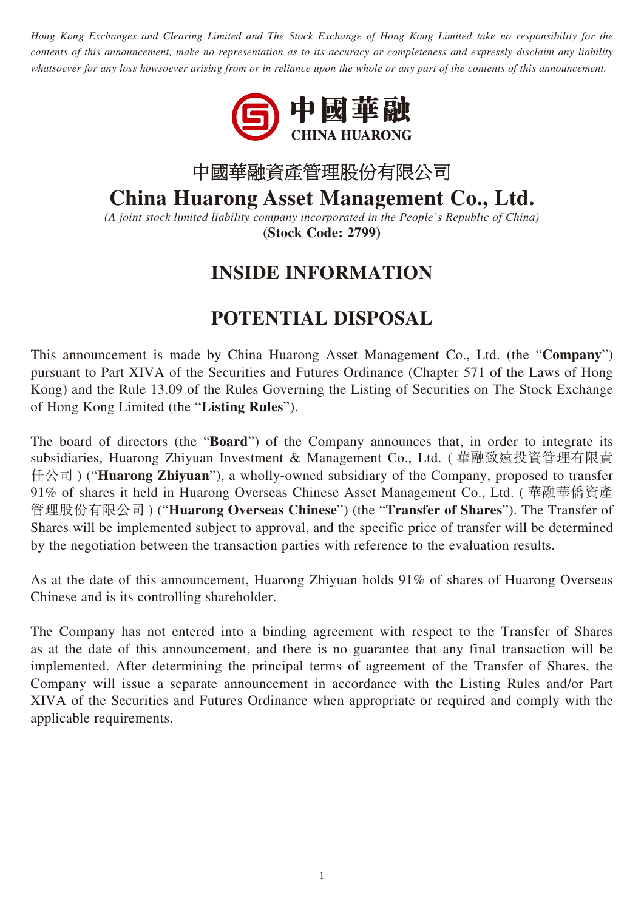*Hong Kong Exchanges and Clearing Limited and The Stock Exchange of Hong Kong Limited take no responsibility for the contents of this announcement, make no representation as to its accuracy or completeness and expressly disclaim any liability whatsoever for any loss howsoever arising from or in reliance upon the whole or any part of the contents of this announcement.*

中國華融
CHINA HUARONG

# 中國華融資產管理股份有限公司
# China Huarong Asset Management Co., Ltd.

*(A joint stock limited liability company incorporated in the People's Republic of China)*
**(Stock Code: 2799)**

## INSIDE INFORMATION

## POTENTIAL DISPOSAL

This announcement is made by China Huarong Asset Management Co., Ltd. (the "**Company**") pursuant to Part XIVA of the Securities and Futures Ordinance (Chapter 571 of the Laws of Hong Kong) and the Rule 13.09 of the Rules Governing the Listing of Securities on The Stock Exchange of Hong Kong Limited (the "**Listing Rules**").

The board of directors (the "**Board**") of the Company announces that, in order to integrate its subsidiaries, Huarong Zhiyuan Investment & Management Co., Ltd. (華融致遠投資管理有限責任公司) ("**Huarong Zhiyuan**"), a wholly-owned subsidiary of the Company, proposed to transfer 91% of shares it held in Huarong Overseas Chinese Asset Management Co., Ltd. (華融華僑資產管理股份有限公司) ("**Huarong Overseas Chinese**") (the "**Transfer of Shares**"). The Transfer of Shares will be implemented subject to approval, and the specific price of transfer will be determined by the negotiation between the transaction parties with reference to the evaluation results.

As at the date of this announcement, Huarong Zhiyuan holds 91% of shares of Huarong Overseas Chinese and is its controlling shareholder.

The Company has not entered into a binding agreement with respect to the Transfer of Shares as at the date of this announcement, and there is no guarantee that any final transaction will be implemented. After determining the principal terms of agreement of the Transfer of Shares, the Company will issue a separate announcement in accordance with the Listing Rules and/or Part XIVA of the Securities and Futures Ordinance when appropriate or required and comply with the applicable requirements.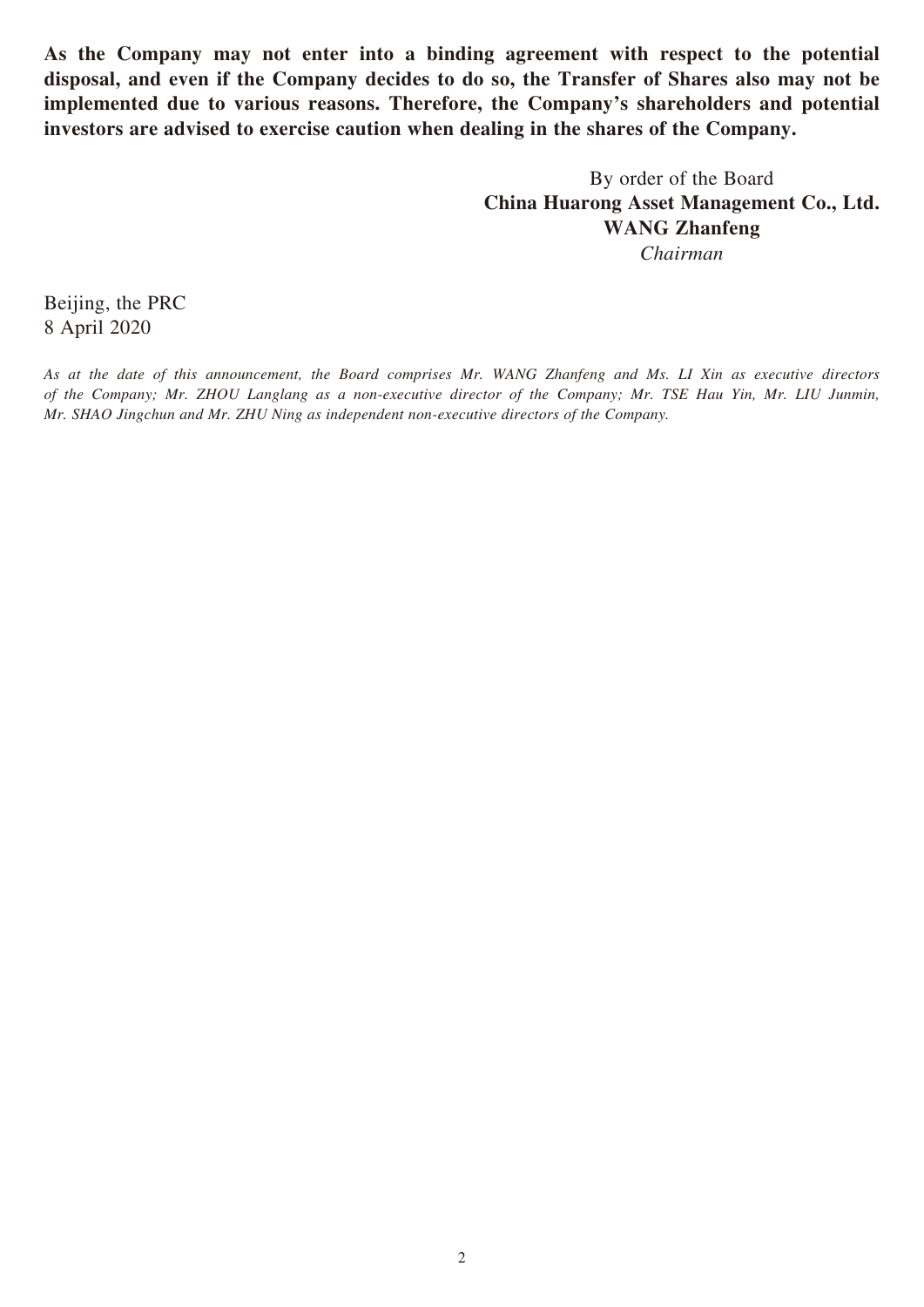**As the Company may not enter into a binding agreement with respect to the potential disposal, and even if the Company decides to do so, the Transfer of Shares also may not be implemented due to various reasons. Therefore, the Company's shareholders and potential investors are advised to exercise caution when dealing in the shares of the Company.**

By order of the Board
**China Huarong Asset Management Co., Ltd.**
**WANG Zhanfeng**
*Chairman*

Beijing, the PRC
8 April 2020

*As at the date of this announcement, the Board comprises Mr. WANG Zhanfeng and Ms. LI Xin as executive directors of the Company; Mr. ZHOU Langlang as a non-executive director of the Company; Mr. TSE Hau Yin, Mr. LIU Junmin, Mr. SHAO Jingchun and Mr. ZHU Ning as independent non-executive directors of the Company.*